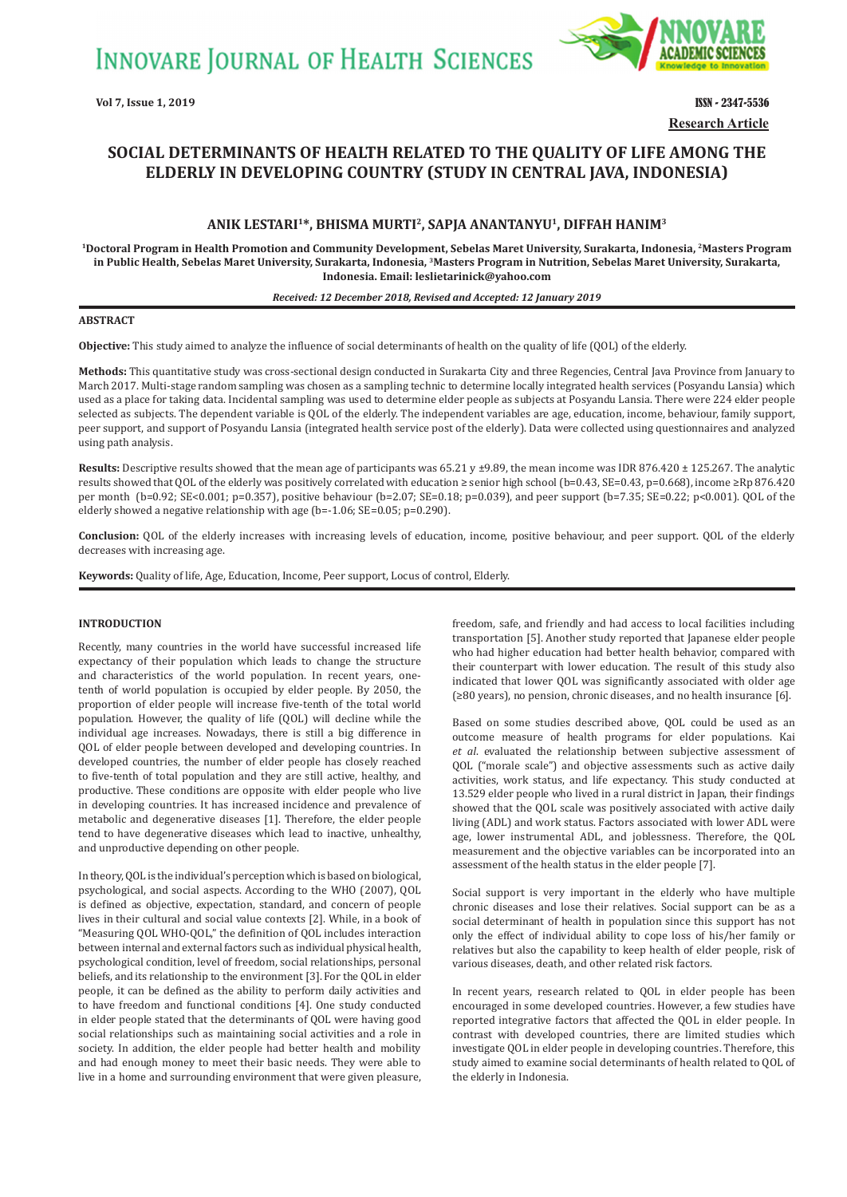# SOCIAL DETERMINANTS OF HEALTH RELATED TO THE QUALITY OF LIFE AMONG THE ELDERLY IN DEVELOPING COUNTRY (STUDY IN CENTRAL JAVA, INDONESIA)

Research Article

**ANIK LESTARI[1]*, BHISMA MURTI[2], SAPJA ANANTANYU[1], DIFFAH HANIM[3]**

[1]Doctoral Program in Health Promotion and Community Development, Sebelas Maret University, Surakarta, Indonesia, [2]Masters Program in Public Health, Sebelas Maret University, Surakarta, Indonesia, [3]Masters Program in Nutrition, Sebelas Maret University, Surakarta, Indonesia. Email: leslietarinick@yahoo.com

*Received: 12 December 2018, Revised and Accepted: 12 January 2019*

## ABSTRACT

**Objective:** This study aimed to analyze the influence of social determinants of health on the quality of life (QOL) of the elderly.

**Methods:** This quantitative study was cross-sectional design conducted in Surakarta City and three Regencies, Central Java Province from January to March 2017. Multi-stage random sampling was chosen as a sampling technic to determine locally integrated health services (Posyandu Lansia) which used as a place for taking data. Incidental sampling was used to determine elder people as subjects at Posyandu Lansia. There were 224 elder people selected as subjects. The dependent variable is QOL of the elderly. The independent variables are age, education, income, behaviour, family support, peer support, and support of Posyandu Lansia (integrated health service post of the elderly). Data were collected using questionnaires and analyzed using path analysis.

**Results:** Descriptive results showed that the mean age of participants was 65.21 y ±9.89, the mean income was IDR 876.420 ± 125.267. The analytic results showed that QOL of the elderly was positively correlated with education ≥ senior high school (b=0.43, SE=0.43, p=0.668), income ≥Rp 876.420 per month (b=0.92; SE<0.001; p=0.357), positive behaviour (b=2.07; SE=0.18; p=0.039), and peer support (b=7.35; SE=0.22; p<0.001). QOL of the elderly showed a negative relationship with age (b=-1.06; SE=0.05; p=0.290).

**Conclusion:** QOL of the elderly increases with increasing levels of education, income, positive behaviour, and peer support. QOL of the elderly decreases with increasing age.

**Keywords:** Quality of life, Age, Education, Income, Peer support, Locus of control, Elderly.

## INTRODUCTION

Recently, many countries in the world have successful increased life expectancy of their population which leads to change the structure and characteristics of the world population. In recent years, one-tenth of world population is occupied by elder people. By 2050, the proportion of elder people will increase five-tenth of the total world population. However, the quality of life (QOL) will decline while the individual age increases. Nowadays, there is still a big difference in QOL of elder people between developed and developing countries. In developed countries, the number of elder people has closely reached to five-tenth of total population and they are still active, healthy, and productive. These conditions are opposite with elder people who live in developing countries. It has increased incidence and prevalence of metabolic and degenerative diseases [1]. Therefore, the elder people tend to have degenerative diseases which lead to inactive, unhealthy, and unproductive depending on other people.

In theory, QOL is the individual's perception which is based on biological, psychological, and social aspects. According to the WHO (2007), QOL is defined as objective, expectation, standard, and concern of people lives in their cultural and social value contexts [2]. While, in a book of "Measuring QOL WHO-QOL," the definition of QOL includes interaction between internal and external factors such as individual physical health, psychological condition, level of freedom, social relationships, personal beliefs, and its relationship to the environment [3]. For the QOL in elder people, it can be defined as the ability to perform daily activities and to have freedom and functional conditions [4]. One study conducted in elder people stated that the determinants of QOL were having good social relationships such as maintaining social activities and a role in society. In addition, the elder people had better health and mobility and had enough money to meet their basic needs. They were able to live in a home and surrounding environment that were given pleasure, freedom, safe, and friendly and had access to local facilities including transportation [5]. Another study reported that Japanese elder people who had higher education had better health behavior, compared with their counterpart with lower education. The result of this study also indicated that lower QOL was significantly associated with older age (≥80 years), no pension, chronic diseases, and no health insurance [6].

Based on some studies described above, QOL could be used as an outcome measure of health programs for elder populations. Kai *et al.* evaluated the relationship between subjective assessment of QOL ("morale scale") and objective assessments such as active daily activities, work status, and life expectancy. This study conducted at 13.529 elder people who lived in a rural district in Japan, their findings showed that the QOL scale was positively associated with active daily living (ADL) and work status. Factors associated with lower ADL were age, lower instrumental ADL, and joblessness. Therefore, the QOL measurement and the objective variables can be incorporated into an assessment of the health status in the elder people [7].

Social support is very important in the elderly who have multiple chronic diseases and lose their relatives. Social support can be as a social determinant of health in population since this support has not only the effect of individual ability to cope loss of his/her family or relatives but also the capability to keep health of elder people, risk of various diseases, death, and other related risk factors.

In recent years, research related to QOL in elder people has been encouraged in some developed countries. However, a few studies have reported integrative factors that affected the QOL in elder people. In contrast with developed countries, there are limited studies which investigate QOL in elder people in developing countries. Therefore, this study aimed to examine social determinants of health related to QOL of the elderly in Indonesia.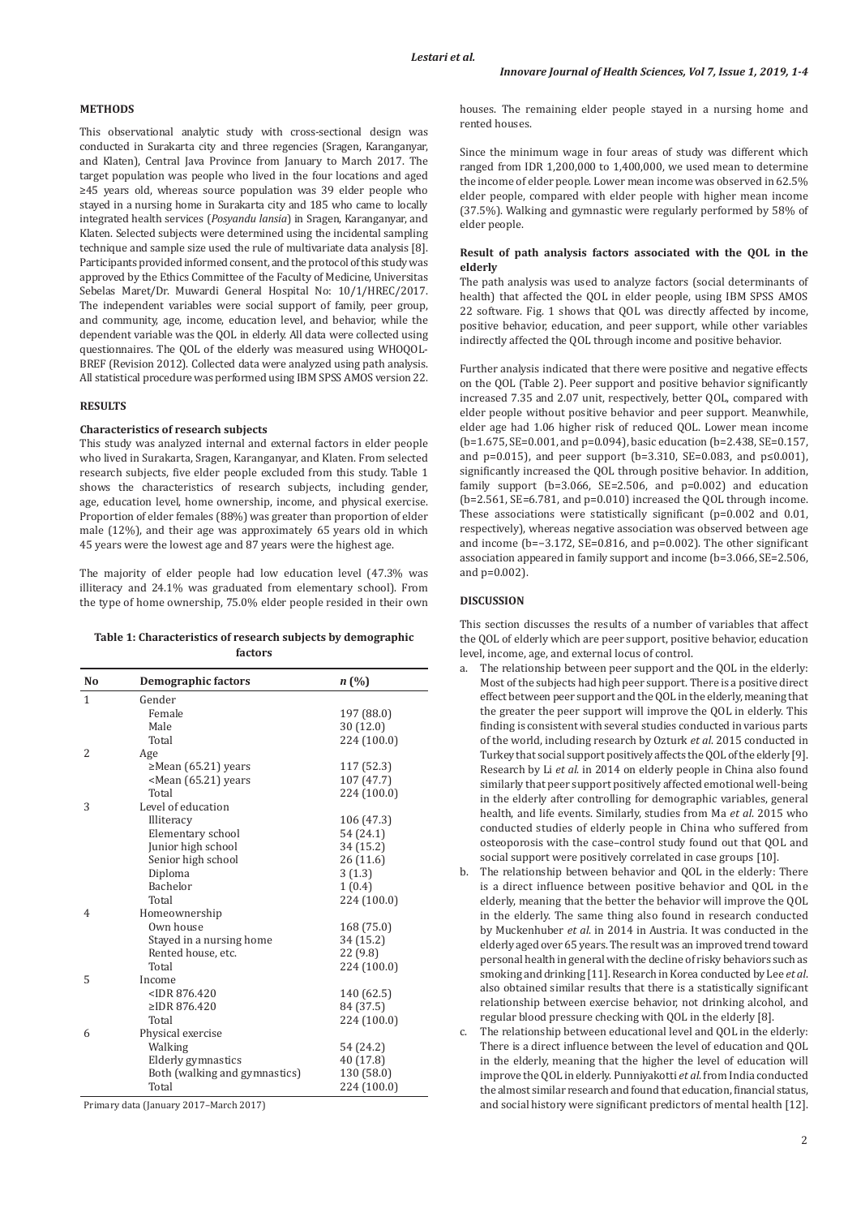## METHODS

This observational analytic study with cross-sectional design was conducted in Surakarta city and three regencies (Sragen, Karanganyar, and Klaten), Central Java Province from January to March 2017. The target population was people who lived in the four locations and aged ≥45 years old, whereas source population was 39 elder people who stayed in a nursing home in Surakarta city and 185 who came to locally integrated health services (*Posyandu lansia*) in Sragen, Karanganyar, and Klaten. Selected subjects were determined using the incidental sampling technique and sample size used the rule of multivariate data analysis [8]. Participants provided informed consent, and the protocol of this study was approved by the Ethics Committee of the Faculty of Medicine, Universitas Sebelas Maret/Dr. Muwardi General Hospital No: 10/1/HREC/2017. The independent variables were social support of family, peer group, and community, age, income, education level, and behavior, while the dependent variable was the QOL in elderly. All data were collected using questionnaires. The QOL of the elderly was measured using WHOQOL-BREF (Revision 2012). Collected data were analyzed using path analysis. All statistical procedure was performed using IBM SPSS AMOS version 22.

## RESULTS

### Characteristics of research subjects

This study was analyzed internal and external factors in elder people who lived in Surakarta, Sragen, Karanganyar, and Klaten. From selected research subjects, five elder people excluded from this study. Table 1 shows the characteristics of research subjects, including gender, age, education level, home ownership, income, and physical exercise. Proportion of elder females (88%) was greater than proportion of elder male (12%), and their age was approximately 65 years old in which 45 years were the lowest age and 87 years were the highest age.

The majority of elder people had low education level (47.3% was illiteracy and 24.1% was graduated from elementary school). From the type of home ownership, 75.0% elder people resided in their own houses. The remaining elder people stayed in a nursing home and rented houses.

Since the minimum wage in four areas of study was different which ranged from IDR 1,200,000 to 1,400,000, we used mean to determine the income of elder people. Lower mean income was observed in 62.5% elder people, compared with elder people with higher mean income (37.5%). Walking and gymnastic were regularly performed by 58% of elder people.

**Table 1: Characteristics of research subjects by demographic factors**

| No | Demographic factors | *n* (%) |
|---|---|---|
| 1 | Gender | |
| | Female | 197 (88.0) |
| | Male | 30 (12.0) |
| | Total | 224 (100.0) |
| 2 | Age | |
| | ≥Mean (65.21) years | 117 (52.3) |
| | <Mean (65.21) years | 107 (47.7) |
| | Total | 224 (100.0) |
| 3 | Level of education | |
| | Illiteracy | 106 (47.3) |
| | Elementary school | 54 (24.1) |
| | Junior high school | 34 (15.2) |
| | Senior high school | 26 (11.6) |
| | Diploma | 3 (1.3) |
| | Bachelor | 1 (0.4) |
| | Total | 224 (100.0) |
| 4 | Homeownership | |
| | Own house | 168 (75.0) |
| | Stayed in a nursing home | 34 (15.2) |
| | Rented house, etc. | 22 (9.8) |
| | Total | 224 (100.0) |
| 5 | Income | |
| | <IDR 876.420 | 140 (62.5) |
| | ≥IDR 876.420 | 84 (37.5) |
| | Total | 224 (100.0) |
| 6 | Physical exercise | |
| | Walking | 54 (24.2) |
| | Elderly gymnastics | 40 (17.8) |
| | Both (walking and gymnastics) | 130 (58.0) |
| | Total | 224 (100.0) |

Primary data (January 2017–March 2017)

### Result of path analysis factors associated with the QOL in the elderly

The path analysis was used to analyze factors (social determinants of health) that affected the QOL in elder people, using IBM SPSS AMOS 22 software. Fig. 1 shows that QOL was directly affected by income, positive behavior, education, and peer support, while other variables indirectly affected the QOL through income and positive behavior.

Further analysis indicated that there were positive and negative effects on the QOL (Table 2). Peer support and positive behavior significantly increased 7.35 and 2.07 unit, respectively, better QOL, compared with elder people without positive behavior and peer support. Meanwhile, elder age had 1.06 higher risk of reduced QOL. Lower mean income (b=1.675, SE=0.001, and p=0.094), basic education (b=2.438, SE=0.157, and p=0.015), and peer support (b=3.310, SE=0.083, and p≤0.001), significantly increased the QOL through positive behavior. In addition, family support (b=3.066, SE=2.506, and p=0.002) and education (b=2.561, SE=6.781, and p=0.010) increased the QOL through income. These associations were statistically significant (p=0.002 and 0.01, respectively), whereas negative association was observed between age and income (b=−3.172, SE=0.816, and p=0.002). The other significant association appeared in family support and income (b=3.066, SE=2.506, and p=0.002).

## DISCUSSION

This section discusses the results of a number of variables that affect the QOL of elderly which are peer support, positive behavior, education level, income, age, and external locus of control.

a. The relationship between peer support and the QOL in the elderly: Most of the subjects had high peer support. There is a positive direct effect between peer support and the QOL in the elderly, meaning that the greater the peer support will improve the QOL in elderly. This finding is consistent with several studies conducted in various parts of the world, including research by Ozturk *et al.* 2015 conducted in Turkey that social support positively affects the QOL of the elderly [9]. Research by Li *et al.* in 2014 on elderly people in China also found similarly that peer support positively affected emotional well-being in the elderly after controlling for demographic variables, general health, and life events. Similarly, studies from Ma *et al.* 2015 who conducted studies of elderly people in China who suffered from osteoporosis with the case–control study found out that QOL and social support were positively correlated in case groups [10].
b. The relationship between behavior and QOL in the elderly: There is a direct influence between positive behavior and QOL in the elderly, meaning that the better the behavior will improve the QOL in the elderly. The same thing also found in research conducted by Muckenhuber *et al.* in 2014 in Austria. It was conducted in the elderly aged over 65 years. The result was an improved trend toward personal health in general with the decline of risky behaviors such as smoking and drinking [11]. Research in Korea conducted by Lee *et al.* also obtained similar results that there is a statistically significant relationship between exercise behavior, not drinking alcohol, and regular blood pressure checking with QOL in the elderly [8].
c. The relationship between educational level and QOL in the elderly: There is a direct influence between the level of education and QOL in the elderly, meaning that the higher the level of education will improve the QOL in elderly. Punniyakotti *et al.* from India conducted the almost similar research and found that education, financial status, and social history were significant predictors of mental health [12].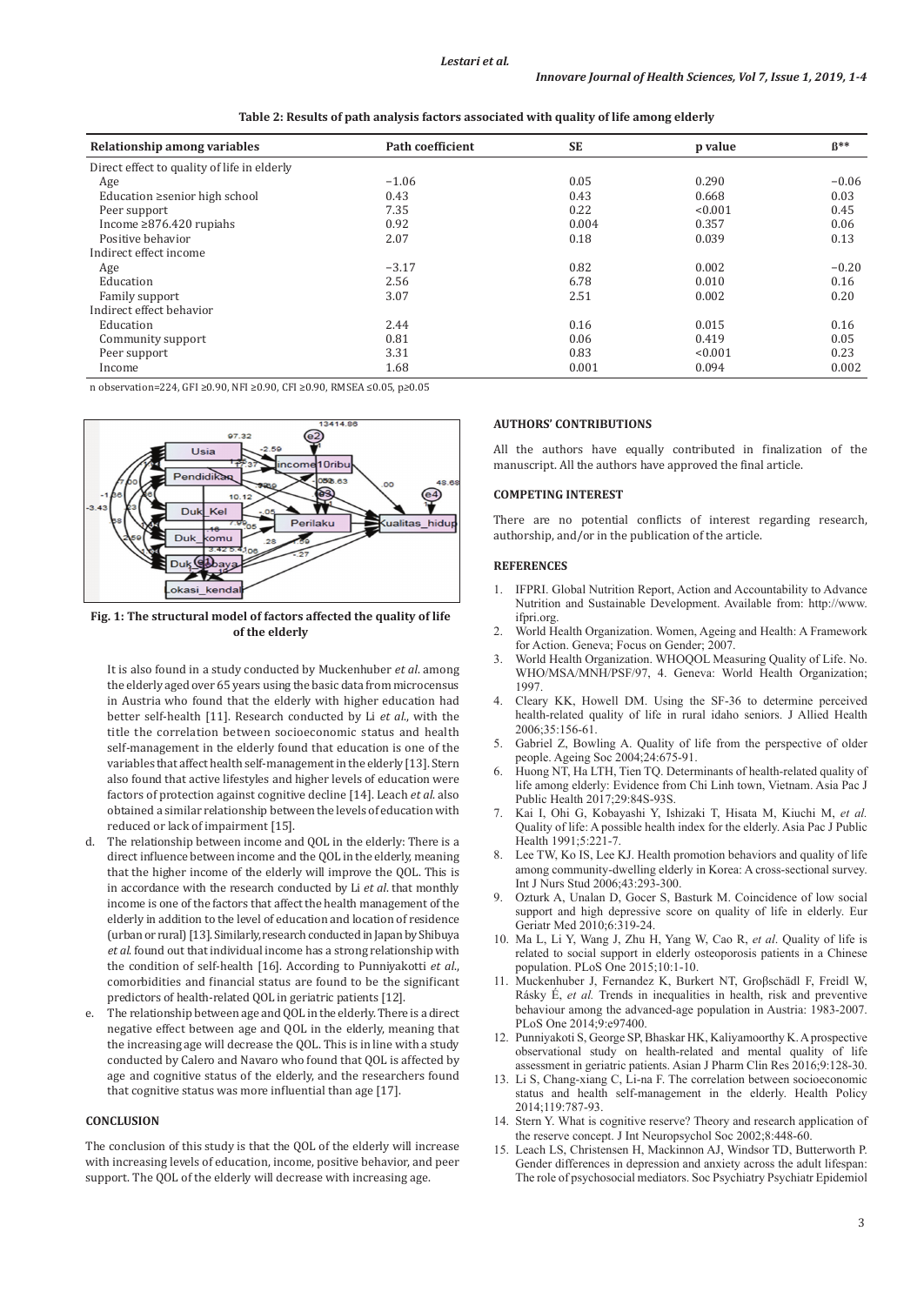**Table 2: Results of path analysis factors associated with quality of life among elderly**

| Relationship among variables | Path coefficient | SE | p value | ß** |
|---|---|---|---|---|
| Direct effect to quality of life in elderly | | | | |
| Age | −1.06 | 0.05 | 0.290 | −0.06 |
| Education ≥senior high school | 0.43 | 0.43 | 0.668 | 0.03 |
| Peer support | 7.35 | 0.22 | <0.001 | 0.45 |
| Income ≥876.420 rupiahs | 0.92 | 0.004 | 0.357 | 0.06 |
| Positive behavior | 2.07 | 0.18 | 0.039 | 0.13 |
| Indirect effect income | | | | |
| Age | −3.17 | 0.82 | 0.002 | −0.20 |
| Education | 2.56 | 6.78 | 0.010 | 0.16 |
| Family support | 3.07 | 2.51 | 0.002 | 0.20 |
| Indirect effect behavior | | | | |
| Education | 2.44 | 0.16 | 0.015 | 0.16 |
| Community support | 0.81 | 0.06 | 0.419 | 0.05 |
| Peer support | 3.31 | 0.83 | <0.001 | 0.23 |
| Income | 1.68 | 0.001 | 0.094 | 0.002 |

n observation=224, GFI ≥0.90, NFI ≥0.90, CFI ≥0.90, RMSEA ≤0.05, p≥0.05

**Fig. 1: The structural model of factors affected the quality of life of the elderly**

It is also found in a study conducted by Muckenhuber *et al*. among the elderly aged over 65 years using the basic data from microcensus in Austria who found that the elderly with higher education had better self-health [11]. Research conducted by Li *et al*., with the title the correlation between socioeconomic status and health self-management in the elderly found that education is one of the variables that affect health self-management in the elderly [13]. Stern also found that active lifestyles and higher levels of education were factors of protection against cognitive decline [14]. Leach *et al*. also obtained a similar relationship between the levels of education with reduced or lack of impairment [15].

d. The relationship between income and QOL in the elderly: There is a direct influence between income and the QOL in the elderly, meaning that the higher income of the elderly will improve the QOL. This is in accordance with the research conducted by Li *et al*. that monthly income is one of the factors that affect the health management of the elderly in addition to the level of education and location of residence (urban or rural) [13]. Similarly, research conducted in Japan by Shibuya *et al*. found out that individual income has a strong relationship with the condition of self-health [16]. According to Punniyakotti *et al*., comorbidities and financial status are found to be the significant predictors of health-related QOL in geriatric patients [12].
e. The relationship between age and QOL in the elderly. There is a direct negative effect between age and QOL in the elderly, meaning that the increasing age will decrease the QOL. This is in line with a study conducted by Calero and Navaro who found that QOL is affected by age and cognitive status of the elderly, and the researchers found that cognitive status was more influential than age [17].

## CONCLUSION

The conclusion of this study is that the QOL of the elderly will increase with increasing levels of education, income, positive behavior, and peer support. The QOL of the elderly will decrease with increasing age.

## AUTHORS' CONTRIBUTIONS

All the authors have equally contributed in finalization of the manuscript. All the authors have approved the final article.

## COMPETING INTEREST

There are no potential conflicts of interest regarding research, authorship, and/or in the publication of the article.

## REFERENCES

1. IFPRI. Global Nutrition Report, Action and Accountability to Advance Nutrition and Sustainable Development. Available from: http://www.ifpri.org.
2. World Health Organization. Women, Ageing and Health: A Framework for Action. Geneva; Focus on Gender; 2007.
3. World Health Organization. WHOQOL Measuring Quality of Life. No. WHO/MSA/MNH/PSF/97, 4. Geneva: World Health Organization; 1997.
4. Cleary KK, Howell DM. Using the SF-36 to determine perceived health-related quality of life in rural idaho seniors. J Allied Health 2006;35:156-61.
5. Gabriel Z, Bowling A. Quality of life from the perspective of older people. Ageing Soc 2004;24:675-91.
6. Huong NT, Ha LTH, Tien TQ. Determinants of health-related quality of life among elderly: Evidence from Chi Linh town, Vietnam. Asia Pac J Public Health 2017;29:84S-93S.
7. Kai I, Ohi G, Kobayashi Y, Ishizaki T, Hisata M, Kiuchi M, *et al.* Quality of life: A possible health index for the elderly. Asia Pac J Public Health 1991;5:221-7.
8. Lee TW, Ko IS, Lee KJ. Health promotion behaviors and quality of life among community-dwelling elderly in Korea: A cross-sectional survey. Int J Nurs Stud 2006;43:293-300.
9. Ozturk A, Unalan D, Gocer S, Basturk M. Coincidence of low social support and high depressive score on quality of life in elderly. Eur Geriatr Med 2010;6:319-24.
10. Ma L, Li Y, Wang J, Zhu H, Yang W, Cao R, *et al.* Quality of life is related to social support in elderly osteoporosis patients in a Chinese population. PLoS One 2015;10:1-10.
11. Muckenhuber J, Fernandez K, Burkert NT, Groβschädl F, Freidl W, Rásky É, *et al.* Trends in inequalities in health, risk and preventive behaviour among the advanced-age population in Austria: 1983-2007. PLoS One 2014;9:e97400.
12. Punniyakoti S, George SP, Bhaskar HK, Kaliyamoorthy K. A prospective observational study on health-related and mental quality of life assessment in geriatric patients. Asian J Pharm Clin Res 2016;9:128-30.
13. Li S, Chang-xiang C, Li-na F. The correlation between socioeconomic status and health self-management in the elderly. Health Policy 2014;119:787-93.
14. Stern Y. What is cognitive reserve? Theory and research application of the reserve concept. J Int Neuropsychol Soc 2002;8:448-60.
15. Leach LS, Christensen H, Mackinnon AJ, Windsor TD, Butterworth P. Gender differences in depression and anxiety across the adult lifespan: The role of psychosocial mediators. Soc Psychiatry Psychiatr Epidemiol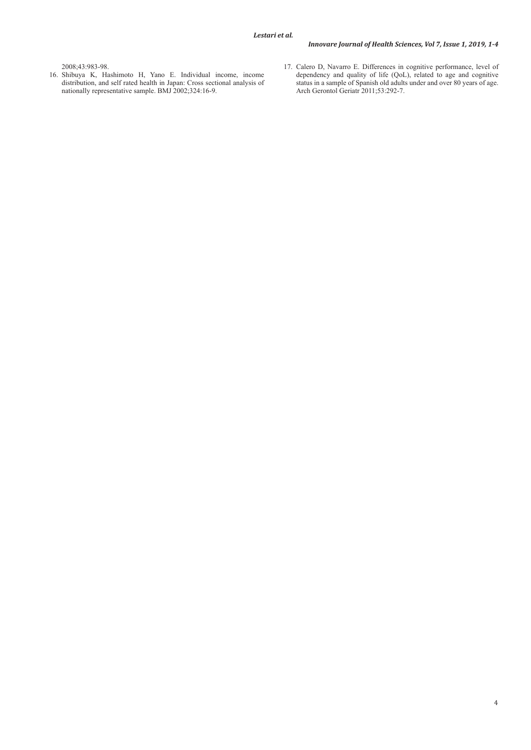2008;43:983-98.

16. Shibuya K, Hashimoto H, Yano E. Individual income, income distribution, and self rated health in Japan: Cross sectional analysis of nationally representative sample. BMJ 2002;324:16-9.
17. Calero D, Navarro E. Differences in cognitive performance, level of dependency and quality of life (QoL), related to age and cognitive status in a sample of Spanish old adults under and over 80 years of age. Arch Gerontol Geriatr 2011;53:292-7.